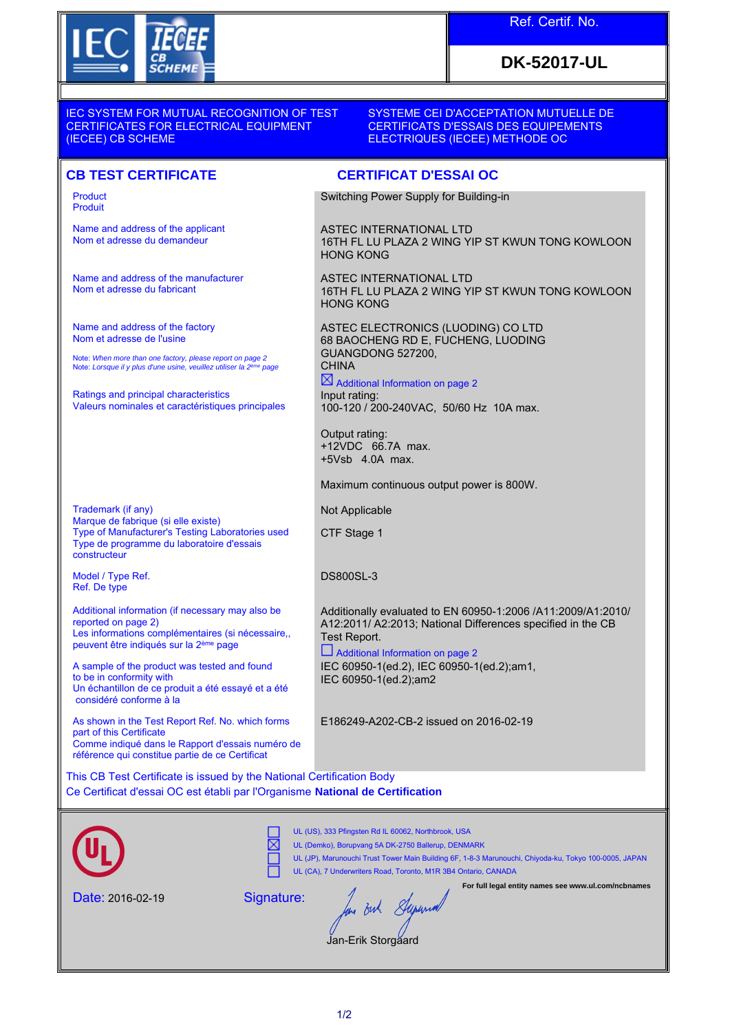IEC IECEE CB SCHEME

**Ref. Certif. No.**

**DK-52017-UL**

IEC SYSTEM FOR MUTUAL RECOGNITION OF TEST CERTIFICATES FOR ELECTRICAL EQUIPMENT (IECEE) CB SCHEME

SYSTEME CEI D'ACCEPTATION MUTUELLE DE CERTIFICATS D'ESSAIS DES EQUIPEMENTS ELECTRIQUES (IECEE) METHODE OC

## CB TEST CERTIFICATE

## CERTIFICAT D'ESSAI OC

| | |
|---|---|
| Product<br>Produit | Switching Power Supply for Building-in |
| Name and address of the applicant<br>Nom et adresse du demandeur | ASTEC INTERNATIONAL LTD<br>16TH FL LU PLAZA 2 WING YIP ST KWUN TONG KOWLOON HONG KONG |
| Name and address of the manufacturer<br>Nom et adresse du fabricant | ASTEC INTERNATIONAL LTD<br>16TH FL LU PLAZA 2 WING YIP ST KWUN TONG KOWLOON HONG KONG |
| Name and address of the factory<br>Nom et adresse de l'usine<br><br>Note: *When more than one factory, please report on page 2*<br>Note: *Lorsque il y plus d'une usine, veuillez utiliser la 2ème page* | ASTEC ELECTRONICS (LUODING) CO LTD<br>68 BAOCHENG RD E, FUCHENG, LUODING<br>GUANGDONG 527200,<br>CHINA<br>☒ Additional Information on page 2 |
| Ratings and principal characteristics<br>Valeurs nominales et caractéristiques principales | Input rating:<br>100-120 / 200-240VAC, 50/60 Hz 10A max.<br><br>Output rating:<br>+12VDC 66.7A max.<br>+5Vsb 4.0A max.<br><br>Maximum continuous output power is 800W. |
| Trademark (if any)<br>Marque de fabrique (si elle existe) | Not Applicable |
| Type of Manufacturer's Testing Laboratories used<br>Type de programme du laboratoire d'essais constructeur | CTF Stage 1 |
| Model / Type Ref.<br>Ref. De type | DS800SL-3 |
| Additional information (if necessary may also be reported on page 2)<br>Les informations complémentaires (si nécessaire,, peuvent être indiqués sur la 2ème page | Additionally evaluated to EN 60950-1:2006 /A11:2009/A1:2010/ A12:2011/ A2:2013; National Differences specified in the CB Test Report.<br>☐ Additional Information on page 2 |
| A sample of the product was tested and found to be in conformity with<br>Un échantillon de ce produit a été essayé et a été considéré conforme à la | IEC 60950-1(ed.2), IEC 60950-1(ed.2);am1,<br>IEC 60950-1(ed.2);am2 |
| As shown in the Test Report Ref. No. which forms part of this Certificate<br>Comme indiqué dans le Rapport d'essais numéro de référence qui constitue partie de ce Certificat | E186249-A202-CB-2 issued on 2016-02-19 |

This CB Test Certificate is issued by the National Certification Body
Ce Certificat d'essai OC est établi par l'Organisme **National de Certification**

UL

- ☐ UL (US), 333 Pfingsten Rd IL 60062, Northbrook, USA
- ☒ UL (Demko), Borupvang 5A DK-2750 Ballerup, DENMARK
- ☐ UL (JP), Marunouchi Trust Tower Main Building 6F, 1-8-3 Marunouchi, Chiyoda-ku, Tokyo 100-0005, JAPAN
- ☐ UL (CA), 7 Underwriters Road, Toronto, M1R 3B4 Ontario, CANADA

**For full legal entity names see www.ul.com/ncbnames**

Date: 2016-02-19

Signature:

Jan-Erik Storgaard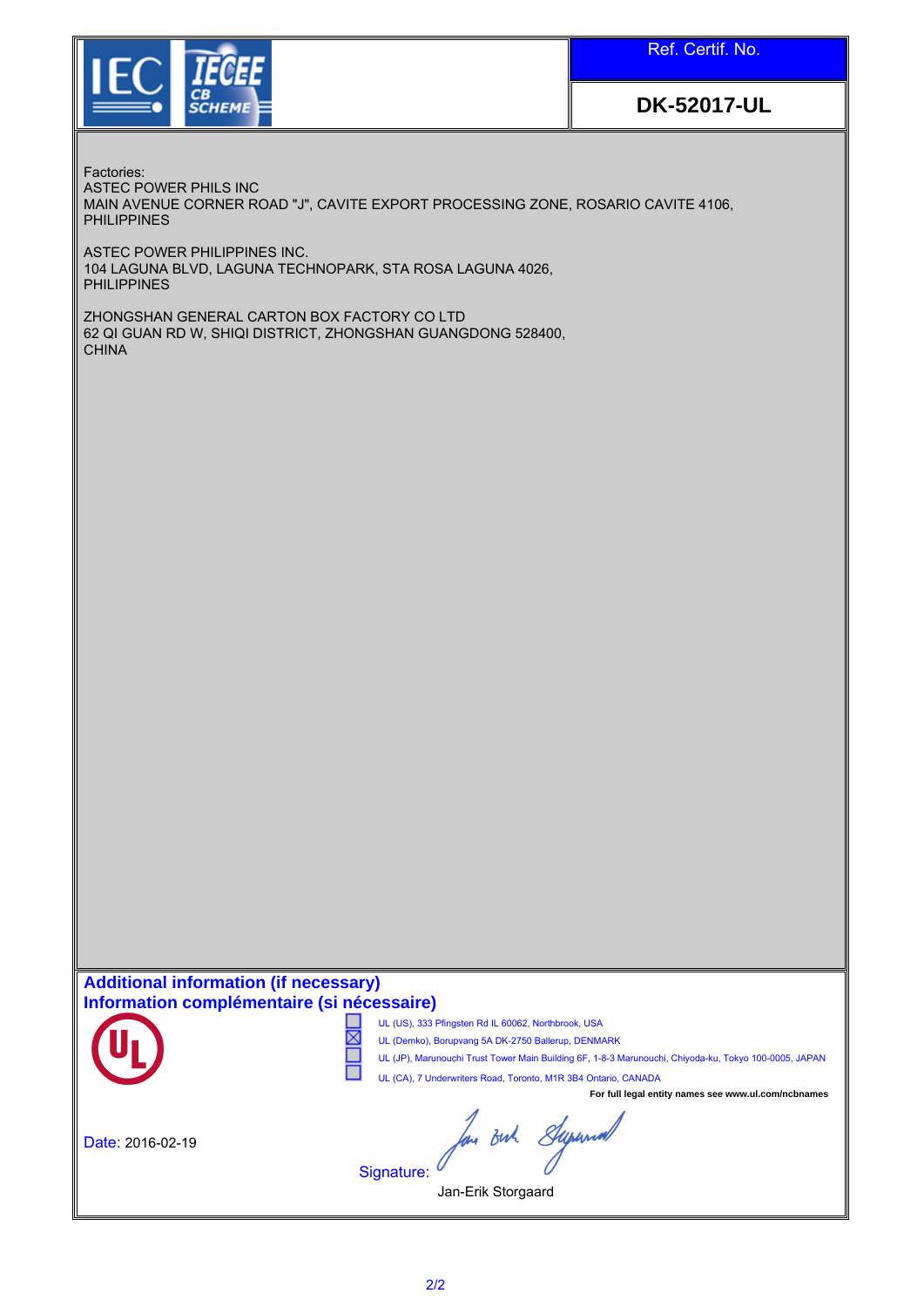Ref. Certif. No.

**DK-52017-UL**

Factories:
ASTEC POWER PHILS INC
MAIN AVENUE CORNER ROAD "J", CAVITE EXPORT PROCESSING ZONE, ROSARIO CAVITE 4106, PHILIPPINES

ASTEC POWER PHILIPPINES INC.
104 LAGUNA BLVD, LAGUNA TECHNOPARK, STA ROSA LAGUNA 4026, PHILIPPINES

ZHONGSHAN GENERAL CARTON BOX FACTORY CO LTD
62 QI GUAN RD W, SHIQI DISTRICT, ZHONGSHAN GUANGDONG 528400, CHINA

**Additional information (if necessary)**
**Information complémentaire (si nécessaire)**

☐ UL (US), 333 Pfingsten Rd IL 60062, Northbrook, USA
☒ UL (Demko), Borupvang 5A DK-2750 Ballerup, DENMARK
☐ UL (JP), Marunouchi Trust Tower Main Building 6F, 1-8-3 Marunouchi, Chiyoda-ku, Tokyo 100-0005, JAPAN
☐ UL (CA), 7 Underwriters Road, Toronto, M1R 3B4 Ontario, CANADA

**For full legal entity names see www.ul.com/ncbnames**

Date: 2016-02-19

Signature:

Jan-Erik Storgaard